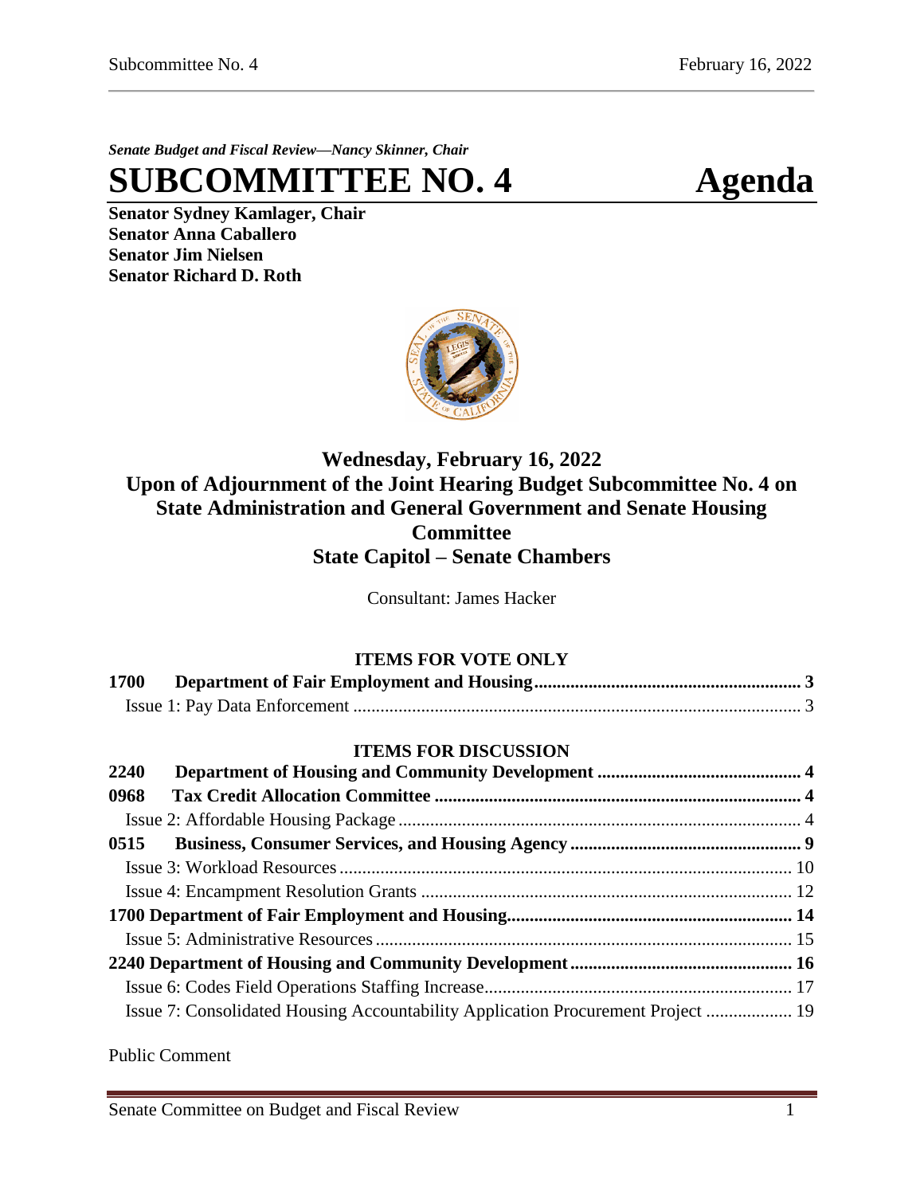*Senate Budget and Fiscal Review—Nancy Skinner, Chair*

# SUBCOMMITTEE NO. 4 Agenda

**Senator Sydney Kamlager, Chair**
**Senator Anna Caballero**
**Senator Jim Nielsen**
**Senator Richard D. Roth**

## Wednesday, February 16, 2022
## Upon of Adjournment of the Joint Hearing Budget Subcommittee No. 4 on State Administration and General Government and Senate Housing Committee
## State Capitol – Senate Chambers

Consultant: James Hacker

### ITEMS FOR VOTE ONLY

**1700 Department of Fair Employment and Housing .......... 3**
Issue 1: Pay Data Enforcement .......... 3

### ITEMS FOR DISCUSSION

**2240 Department of Housing and Community Development .......... 4**
**0968 Tax Credit Allocation Committee .......... 4**
Issue 2: Affordable Housing Package .......... 4
**0515 Business, Consumer Services, and Housing Agency .......... 9**
Issue 3: Workload Resources .......... 10
Issue 4: Encampment Resolution Grants .......... 12
**1700 Department of Fair Employment and Housing .......... 14**
Issue 5: Administrative Resources .......... 15
**2240 Department of Housing and Community Development .......... 16**
Issue 6: Codes Field Operations Staffing Increase .......... 17
Issue 7: Consolidated Housing Accountability Application Procurement Project .......... 19

Public Comment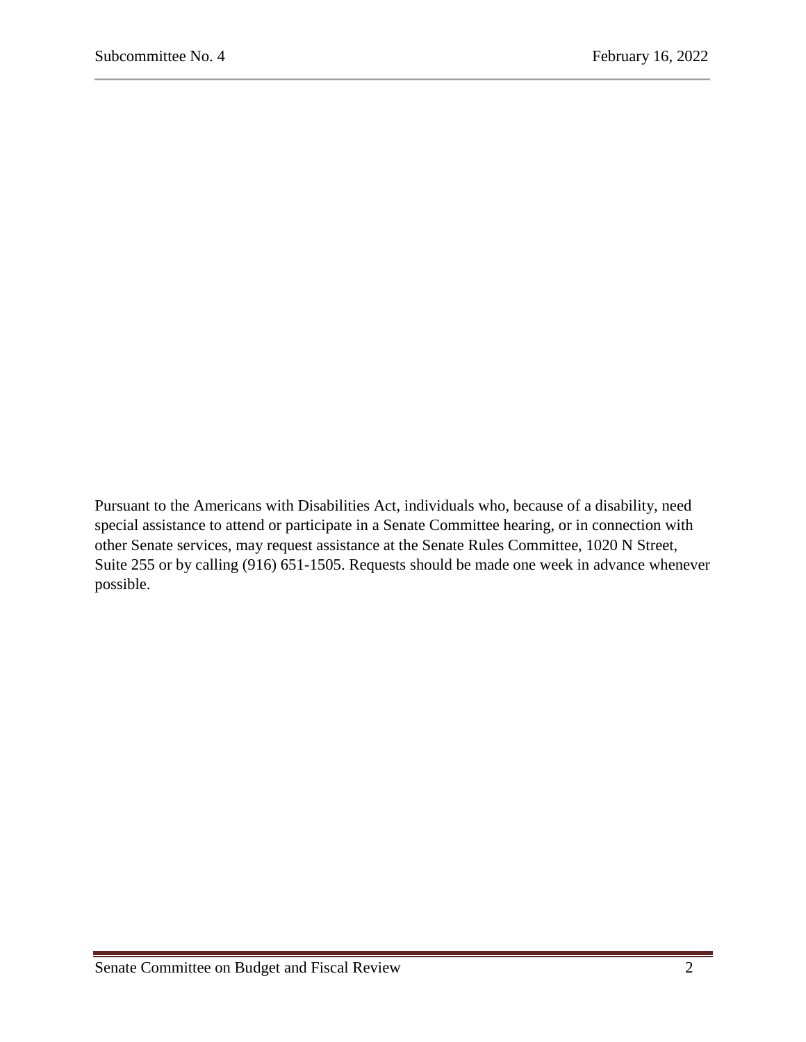Pursuant to the Americans with Disabilities Act, individuals who, because of a disability, need special assistance to attend or participate in a Senate Committee hearing, or in connection with other Senate services, may request assistance at the Senate Rules Committee, 1020 N Street, Suite 255 or by calling (916) 651-1505. Requests should be made one week in advance whenever possible.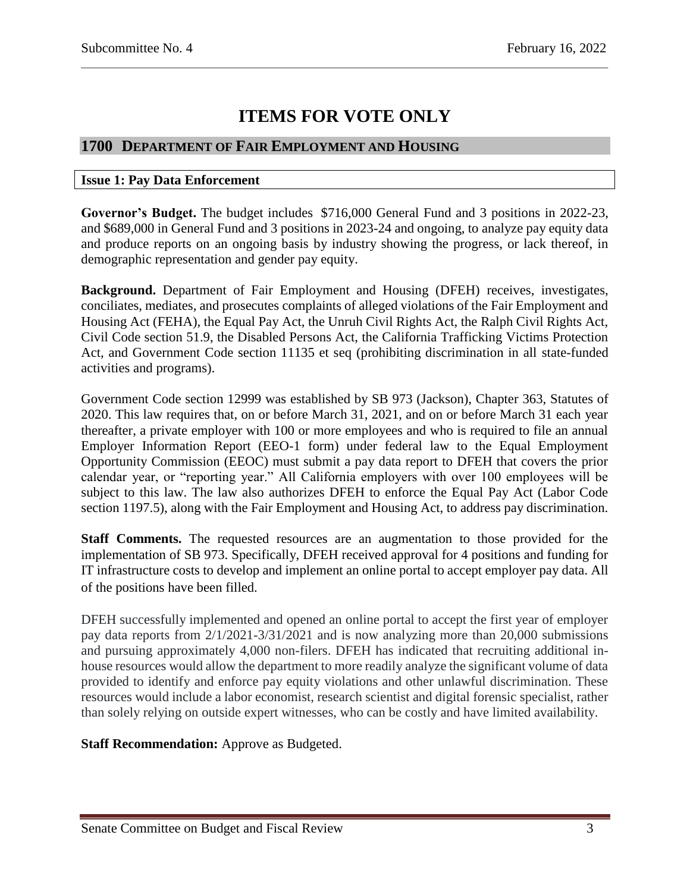# ITEMS FOR VOTE ONLY

## 1700 DEPARTMENT OF FAIR EMPLOYMENT AND HOUSING

### Issue 1: Pay Data Enforcement

**Governor's Budget.** The budget includes $716,000 General Fund and 3 positions in 2022-23, and $689,000 in General Fund and 3 positions in 2023-24 and ongoing, to analyze pay equity data and produce reports on an ongoing basis by industry showing the progress, or lack thereof, in demographic representation and gender pay equity.

**Background.** Department of Fair Employment and Housing (DFEH) receives, investigates, conciliates, mediates, and prosecutes complaints of alleged violations of the Fair Employment and Housing Act (FEHA), the Equal Pay Act, the Unruh Civil Rights Act, the Ralph Civil Rights Act, Civil Code section 51.9, the Disabled Persons Act, the California Trafficking Victims Protection Act, and Government Code section 11135 et seq (prohibiting discrimination in all state-funded activities and programs).

Government Code section 12999 was established by SB 973 (Jackson), Chapter 363, Statutes of 2020. This law requires that, on or before March 31, 2021, and on or before March 31 each year thereafter, a private employer with 100 or more employees and who is required to file an annual Employer Information Report (EEO-1 form) under federal law to the Equal Employment Opportunity Commission (EEOC) must submit a pay data report to DFEH that covers the prior calendar year, or "reporting year." All California employers with over 100 employees will be subject to this law. The law also authorizes DFEH to enforce the Equal Pay Act (Labor Code section 1197.5), along with the Fair Employment and Housing Act, to address pay discrimination.

**Staff Comments.** The requested resources are an augmentation to those provided for the implementation of SB 973. Specifically, DFEH received approval for 4 positions and funding for IT infrastructure costs to develop and implement an online portal to accept employer pay data. All of the positions have been filled.

DFEH successfully implemented and opened an online portal to accept the first year of employer pay data reports from 2/1/2021-3/31/2021 and is now analyzing more than 20,000 submissions and pursuing approximately 4,000 non-filers. DFEH has indicated that recruiting additional in-house resources would allow the department to more readily analyze the significant volume of data provided to identify and enforce pay equity violations and other unlawful discrimination. These resources would include a labor economist, research scientist and digital forensic specialist, rather than solely relying on outside expert witnesses, who can be costly and have limited availability.

**Staff Recommendation:** Approve as Budgeted.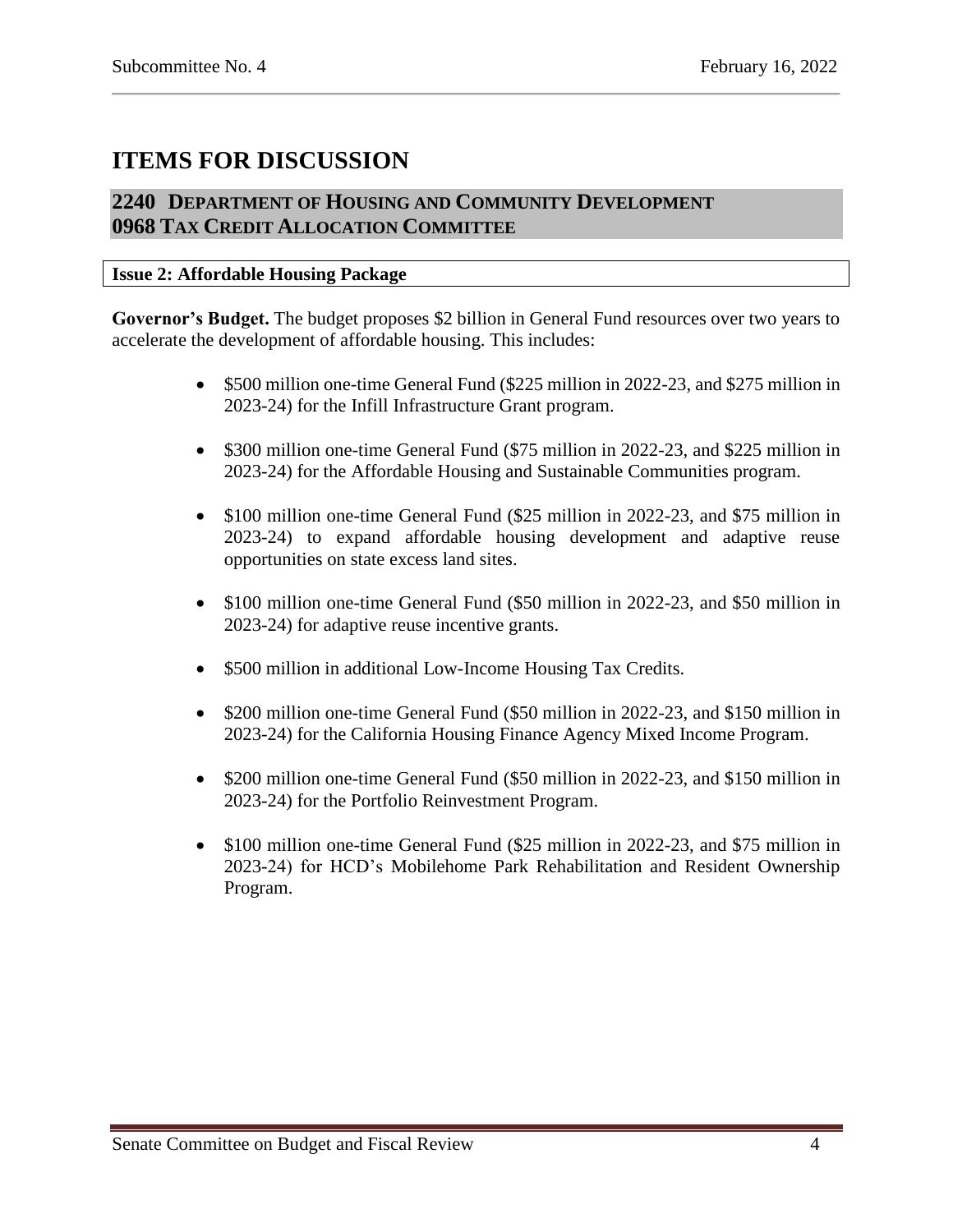# ITEMS FOR DISCUSSION

## 2240 DEPARTMENT OF HOUSING AND COMMUNITY DEVELOPMENT
## 0968 TAX CREDIT ALLOCATION COMMITTEE

### Issue 2: Affordable Housing Package

**Governor's Budget.** The budget proposes $2 billion in General Fund resources over two years to accelerate the development of affordable housing. This includes:

- $500 million one-time General Fund ($225 million in 2022-23, and $275 million in 2023-24) for the Infill Infrastructure Grant program.
- $300 million one-time General Fund ($75 million in 2022-23, and $225 million in 2023-24) for the Affordable Housing and Sustainable Communities program.
- $100 million one-time General Fund ($25 million in 2022-23, and $75 million in 2023-24) to expand affordable housing development and adaptive reuse opportunities on state excess land sites.
- $100 million one-time General Fund ($50 million in 2022-23, and $50 million in 2023-24) for adaptive reuse incentive grants.
- $500 million in additional Low-Income Housing Tax Credits.
- $200 million one-time General Fund ($50 million in 2022-23, and $150 million in 2023-24) for the California Housing Finance Agency Mixed Income Program.
- $200 million one-time General Fund ($50 million in 2022-23, and $150 million in 2023-24) for the Portfolio Reinvestment Program.
- $100 million one-time General Fund ($25 million in 2022-23, and $75 million in 2023-24) for HCD's Mobilehome Park Rehabilitation and Resident Ownership Program.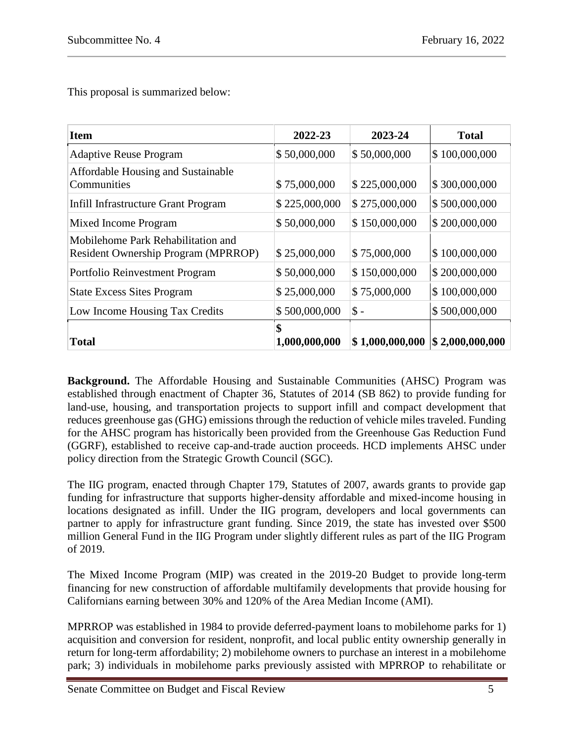This proposal is summarized below:

| Item | 2022-23 | 2023-24 | Total |
|---|---|---|---|
| Adaptive Reuse Program | $ 50,000,000 | $ 50,000,000 | $ 100,000,000 |
| Affordable Housing and Sustainable Communities | $ 75,000,000 | $ 225,000,000 | $ 300,000,000 |
| Infill Infrastructure Grant Program | $ 225,000,000 | $ 275,000,000 | $ 500,000,000 |
| Mixed Income Program | $ 50,000,000 | $ 150,000,000 | $ 200,000,000 |
| Mobilehome Park Rehabilitation and Resident Ownership Program (MPRROP) | $ 25,000,000 | $ 75,000,000 | $ 100,000,000 |
| Portfolio Reinvestment Program | $ 50,000,000 | $ 150,000,000 | $ 200,000,000 |
| State Excess Sites Program | $ 25,000,000 | $ 75,000,000 | $ 100,000,000 |
| Low Income Housing Tax Credits | $ 500,000,000 | $ - | $ 500,000,000 |
| **Total** | **$ 1,000,000,000** | **$ 1,000,000,000** | **$ 2,000,000,000** |

**Background.** The Affordable Housing and Sustainable Communities (AHSC) Program was established through enactment of Chapter 36, Statutes of 2014 (SB 862) to provide funding for land-use, housing, and transportation projects to support infill and compact development that reduces greenhouse gas (GHG) emissions through the reduction of vehicle miles traveled. Funding for the AHSC program has historically been provided from the Greenhouse Gas Reduction Fund (GGRF), established to receive cap-and-trade auction proceeds. HCD implements AHSC under policy direction from the Strategic Growth Council (SGC).

The IIG program, enacted through Chapter 179, Statutes of 2007, awards grants to provide gap funding for infrastructure that supports higher-density affordable and mixed-income housing in locations designated as infill. Under the IIG program, developers and local governments can partner to apply for infrastructure grant funding. Since 2019, the state has invested over $500 million General Fund in the IIG Program under slightly different rules as part of the IIG Program of 2019.

The Mixed Income Program (MIP) was created in the 2019-20 Budget to provide long-term financing for new construction of affordable multifamily developments that provide housing for Californians earning between 30% and 120% of the Area Median Income (AMI).

MPRROP was established in 1984 to provide deferred-payment loans to mobilehome parks for 1) acquisition and conversion for resident, nonprofit, and local public entity ownership generally in return for long-term affordability; 2) mobilehome owners to purchase an interest in a mobilehome park; 3) individuals in mobilehome parks previously assisted with MPRROP to rehabilitate or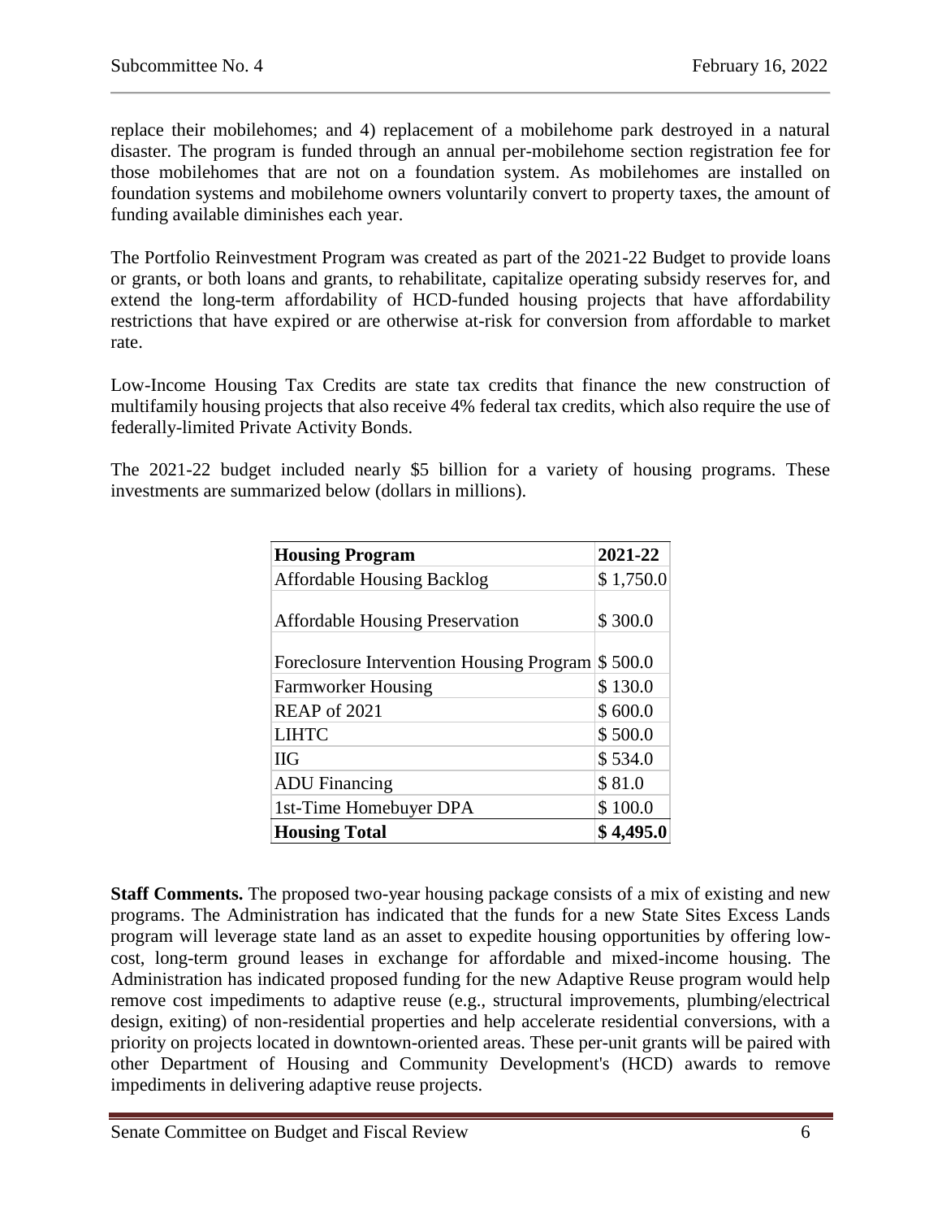replace their mobilehomes; and 4) replacement of a mobilehome park destroyed in a natural disaster. The program is funded through an annual per-mobilehome section registration fee for those mobilehomes that are not on a foundation system. As mobilehomes are installed on foundation systems and mobilehome owners voluntarily convert to property taxes, the amount of funding available diminishes each year.

The Portfolio Reinvestment Program was created as part of the 2021-22 Budget to provide loans or grants, or both loans and grants, to rehabilitate, capitalize operating subsidy reserves for, and extend the long-term affordability of HCD-funded housing projects that have affordability restrictions that have expired or are otherwise at-risk for conversion from affordable to market rate.

Low-Income Housing Tax Credits are state tax credits that finance the new construction of multifamily housing projects that also receive 4% federal tax credits, which also require the use of federally-limited Private Activity Bonds.

The 2021-22 budget included nearly $5 billion for a variety of housing programs. These investments are summarized below (dollars in millions).

| **Housing Program** | **2021-22** |
|---|---|
| Affordable Housing Backlog | $ 1,750.0 |
| Affordable Housing Preservation | $ 300.0 |
| Foreclosure Intervention Housing Program | $ 500.0 |
| Farmworker Housing | $ 130.0 |
| REAP of 2021 | $ 600.0 |
| LIHTC | $ 500.0 |
| IIG | $ 534.0 |
| ADU Financing | $ 81.0 |
| 1st-Time Homebuyer DPA | $ 100.0 |
| **Housing Total** | **$ 4,495.0** |

**Staff Comments.** The proposed two-year housing package consists of a mix of existing and new programs. The Administration has indicated that the funds for a new State Sites Excess Lands program will leverage state land as an asset to expedite housing opportunities by offering low-cost, long-term ground leases in exchange for affordable and mixed-income housing. The Administration has indicated proposed funding for the new Adaptive Reuse program would help remove cost impediments to adaptive reuse (e.g., structural improvements, plumbing/electrical design, exiting) of non-residential properties and help accelerate residential conversions, with a priority on projects located in downtown-oriented areas. These per-unit grants will be paired with other Department of Housing and Community Development's (HCD) awards to remove impediments in delivering adaptive reuse projects.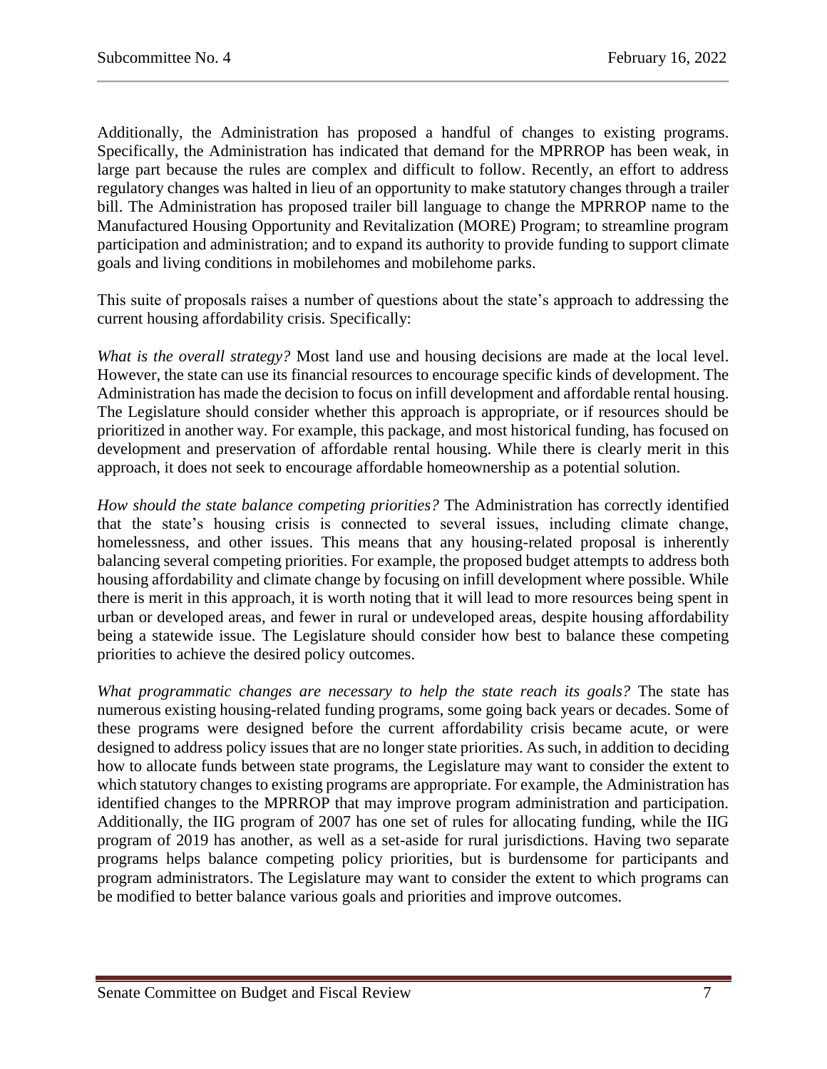Additionally, the Administration has proposed a handful of changes to existing programs. Specifically, the Administration has indicated that demand for the MPRROP has been weak, in large part because the rules are complex and difficult to follow. Recently, an effort to address regulatory changes was halted in lieu of an opportunity to make statutory changes through a trailer bill. The Administration has proposed trailer bill language to change the MPRROP name to the Manufactured Housing Opportunity and Revitalization (MORE) Program; to streamline program participation and administration; and to expand its authority to provide funding to support climate goals and living conditions in mobilehomes and mobilehome parks.

This suite of proposals raises a number of questions about the state's approach to addressing the current housing affordability crisis. Specifically:

*What is the overall strategy?* Most land use and housing decisions are made at the local level. However, the state can use its financial resources to encourage specific kinds of development. The Administration has made the decision to focus on infill development and affordable rental housing. The Legislature should consider whether this approach is appropriate, or if resources should be prioritized in another way. For example, this package, and most historical funding, has focused on development and preservation of affordable rental housing. While there is clearly merit in this approach, it does not seek to encourage affordable homeownership as a potential solution.

*How should the state balance competing priorities?* The Administration has correctly identified that the state's housing crisis is connected to several issues, including climate change, homelessness, and other issues. This means that any housing-related proposal is inherently balancing several competing priorities. For example, the proposed budget attempts to address both housing affordability and climate change by focusing on infill development where possible. While there is merit in this approach, it is worth noting that it will lead to more resources being spent in urban or developed areas, and fewer in rural or undeveloped areas, despite housing affordability being a statewide issue. The Legislature should consider how best to balance these competing priorities to achieve the desired policy outcomes.

*What programmatic changes are necessary to help the state reach its goals?* The state has numerous existing housing-related funding programs, some going back years or decades. Some of these programs were designed before the current affordability crisis became acute, or were designed to address policy issues that are no longer state priorities. As such, in addition to deciding how to allocate funds between state programs, the Legislature may want to consider the extent to which statutory changes to existing programs are appropriate. For example, the Administration has identified changes to the MPRROP that may improve program administration and participation. Additionally, the IIG program of 2007 has one set of rules for allocating funding, while the IIG program of 2019 has another, as well as a set-aside for rural jurisdictions. Having two separate programs helps balance competing policy priorities, but is burdensome for participants and program administrators. The Legislature may want to consider the extent to which programs can be modified to better balance various goals and priorities and improve outcomes.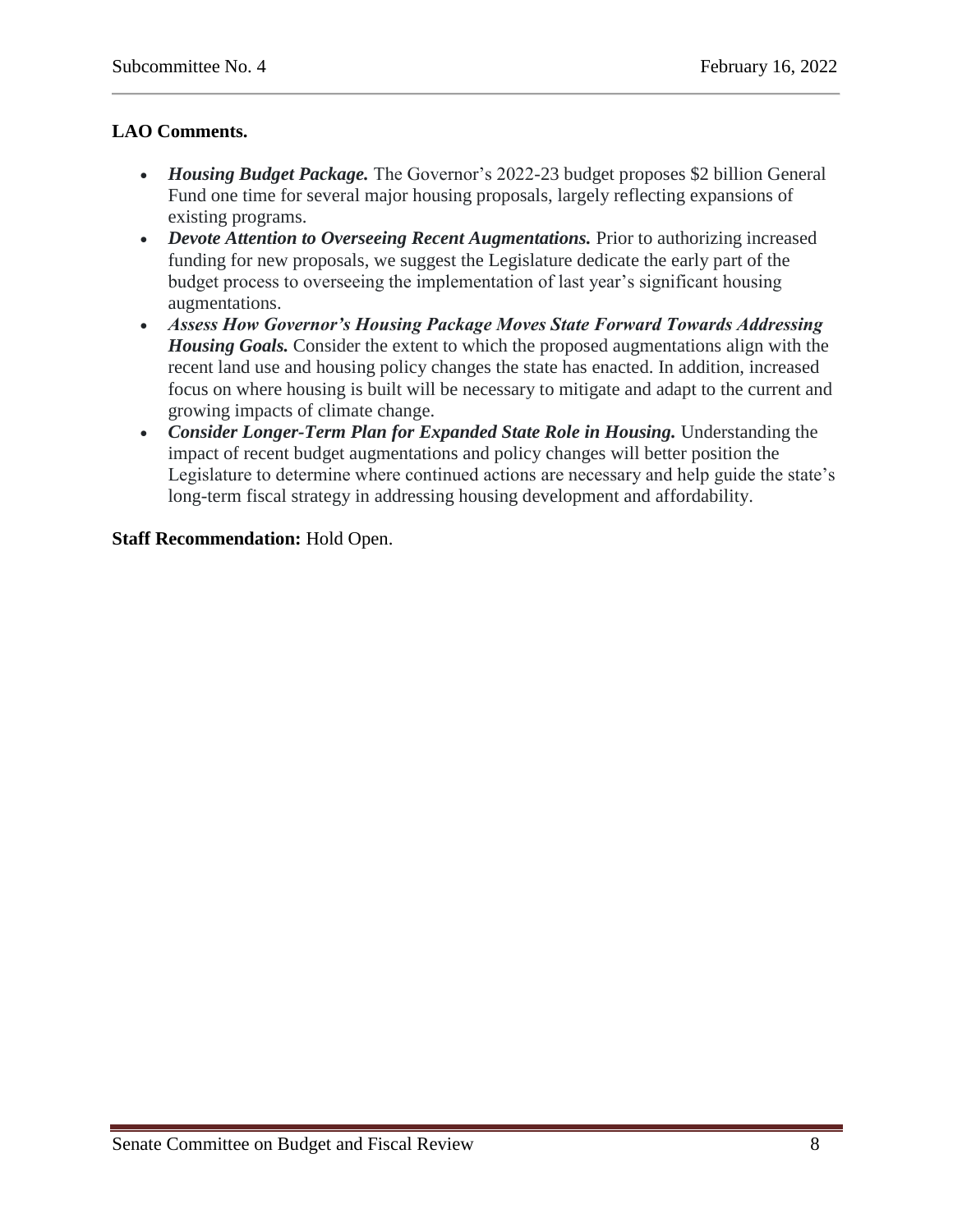**LAO Comments.**

- ***Housing Budget Package.*** The Governor's 2022-23 budget proposes $2 billion General Fund one time for several major housing proposals, largely reflecting expansions of existing programs.
- ***Devote Attention to Overseeing Recent Augmentations.*** Prior to authorizing increased funding for new proposals, we suggest the Legislature dedicate the early part of the budget process to overseeing the implementation of last year's significant housing augmentations.
- ***Assess How Governor's Housing Package Moves State Forward Towards Addressing Housing Goals.*** Consider the extent to which the proposed augmentations align with the recent land use and housing policy changes the state has enacted. In addition, increased focus on where housing is built will be necessary to mitigate and adapt to the current and growing impacts of climate change.
- ***Consider Longer-Term Plan for Expanded State Role in Housing.*** Understanding the impact of recent budget augmentations and policy changes will better position the Legislature to determine where continued actions are necessary and help guide the state's long-term fiscal strategy in addressing housing development and affordability.

**Staff Recommendation:** Hold Open.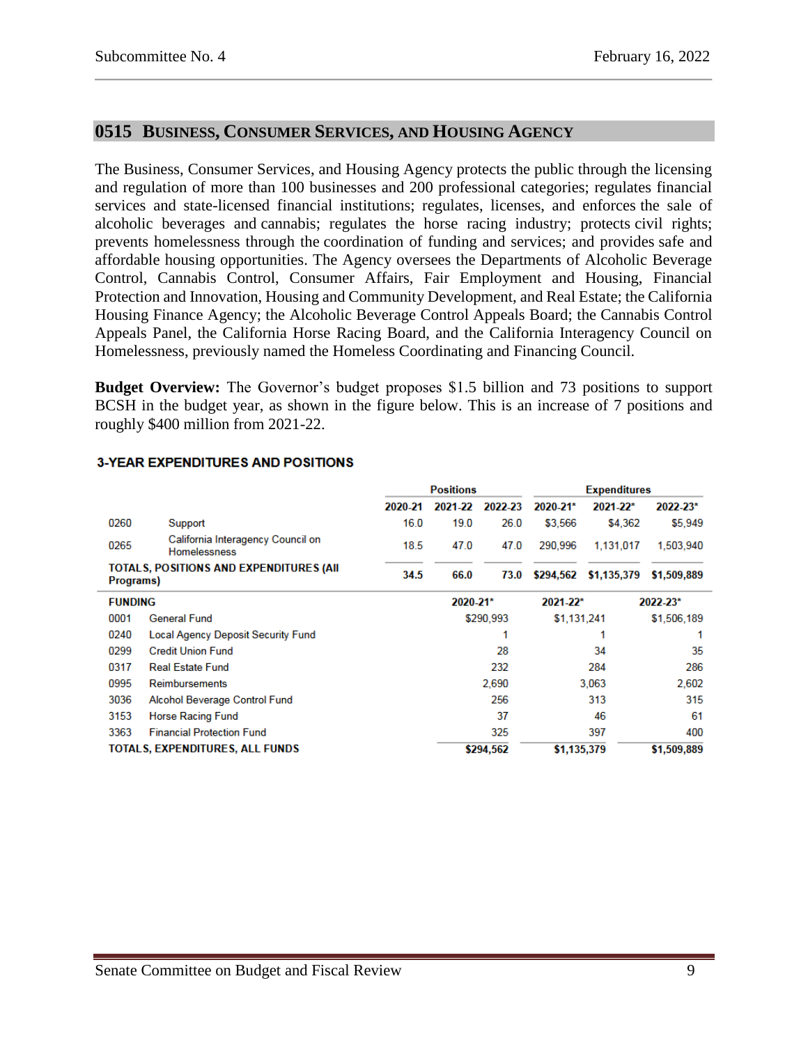## 0515 BUSINESS, CONSUMER SERVICES, AND HOUSING AGENCY

The Business, Consumer Services, and Housing Agency protects the public through the licensing and regulation of more than 100 businesses and 200 professional categories; regulates financial services and state-licensed financial institutions; regulates, licenses, and enforces the sale of alcoholic beverages and cannabis; regulates the horse racing industry; protects civil rights; prevents homelessness through the coordination of funding and services; and provides safe and affordable housing opportunities. The Agency oversees the Departments of Alcoholic Beverage Control, Cannabis Control, Consumer Affairs, Fair Employment and Housing, Financial Protection and Innovation, Housing and Community Development, and Real Estate; the California Housing Finance Agency; the Alcoholic Beverage Control Appeals Board; the Cannabis Control Appeals Panel, the California Horse Racing Board, and the California Interagency Council on Homelessness, previously named the Homeless Coordinating and Financing Council.

**Budget Overview:** The Governor's budget proposes $1.5 billion and 73 positions to support BCSH in the budget year, as shown in the figure below. This is an increase of 7 positions and roughly $400 million from 2021-22.

**3-YEAR EXPENDITURES AND POSITIONS**

| | | Positions | | | Expenditures | | |
|---|---|---|---|---|---|---|---|
| | | 2020-21 | 2021-22 | 2022-23 | 2020-21* | 2021-22* | 2022-23* |
| 0260 | Support | 16.0 | 19.0 | 26.0 | $3,566 | $4,362 | $5,949 |
| 0265 | California Interagency Council on Homelessness | 18.5 | 47.0 | 47.0 | 290,996 | 1,131,017 | 1,503,940 |
| **TOTALS, POSITIONS AND EXPENDITURES (All Programs)** | | **34.5** | **66.0** | **73.0** | **$294,562** | **$1,135,379** | **$1,509,889** |

| FUNDING | | 2020-21* | 2021-22* | 2022-23* |
|---|---|---|---|---|
| 0001 | General Fund | $290,993 | $1,131,241 | $1,506,189 |
| 0240 | Local Agency Deposit Security Fund | 1 | 1 | 1 |
| 0299 | Credit Union Fund | 28 | 34 | 35 |
| 0317 | Real Estate Fund | 232 | 284 | 286 |
| 0995 | Reimbursements | 2,690 | 3,063 | 2,602 |
| 3036 | Alcohol Beverage Control Fund | 256 | 313 | 315 |
| 3153 | Horse Racing Fund | 37 | 46 | 61 |
| 3363 | Financial Protection Fund | 325 | 397 | 400 |
| **TOTALS, EXPENDITURES, ALL FUNDS** | | **$294,562** | **$1,135,379** | **$1,509,889** |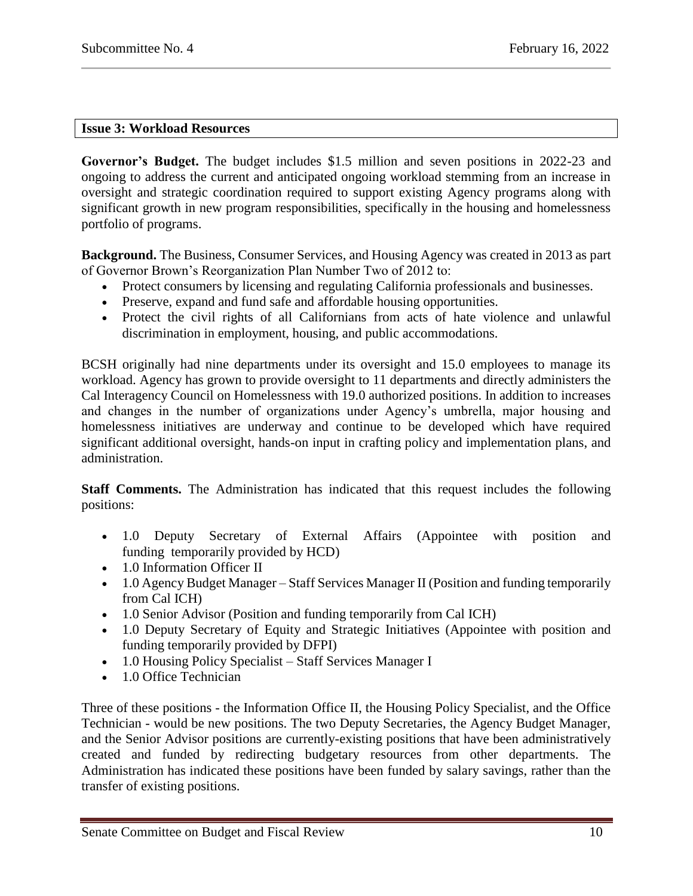**Issue 3: Workload Resources**

**Governor's Budget.** The budget includes $1.5 million and seven positions in 2022-23 and ongoing to address the current and anticipated ongoing workload stemming from an increase in oversight and strategic coordination required to support existing Agency programs along with significant growth in new program responsibilities, specifically in the housing and homelessness portfolio of programs.

**Background.** The Business, Consumer Services, and Housing Agency was created in 2013 as part of Governor Brown's Reorganization Plan Number Two of 2012 to:

- Protect consumers by licensing and regulating California professionals and businesses.
- Preserve, expand and fund safe and affordable housing opportunities.
- Protect the civil rights of all Californians from acts of hate violence and unlawful discrimination in employment, housing, and public accommodations.

BCSH originally had nine departments under its oversight and 15.0 employees to manage its workload. Agency has grown to provide oversight to 11 departments and directly administers the Cal Interagency Council on Homelessness with 19.0 authorized positions. In addition to increases and changes in the number of organizations under Agency's umbrella, major housing and homelessness initiatives are underway and continue to be developed which have required significant additional oversight, hands-on input in crafting policy and implementation plans, and administration.

**Staff Comments.** The Administration has indicated that this request includes the following positions:

- 1.0 Deputy Secretary of External Affairs (Appointee with position and funding temporarily provided by HCD)
- 1.0 Information Officer II
- 1.0 Agency Budget Manager – Staff Services Manager II (Position and funding temporarily from Cal ICH)
- 1.0 Senior Advisor (Position and funding temporarily from Cal ICH)
- 1.0 Deputy Secretary of Equity and Strategic Initiatives (Appointee with position and funding temporarily provided by DFPI)
- 1.0 Housing Policy Specialist – Staff Services Manager I
- 1.0 Office Technician

Three of these positions - the Information Office II, the Housing Policy Specialist, and the Office Technician - would be new positions. The two Deputy Secretaries, the Agency Budget Manager, and the Senior Advisor positions are currently-existing positions that have been administratively created and funded by redirecting budgetary resources from other departments. The Administration has indicated these positions have been funded by salary savings, rather than the transfer of existing positions.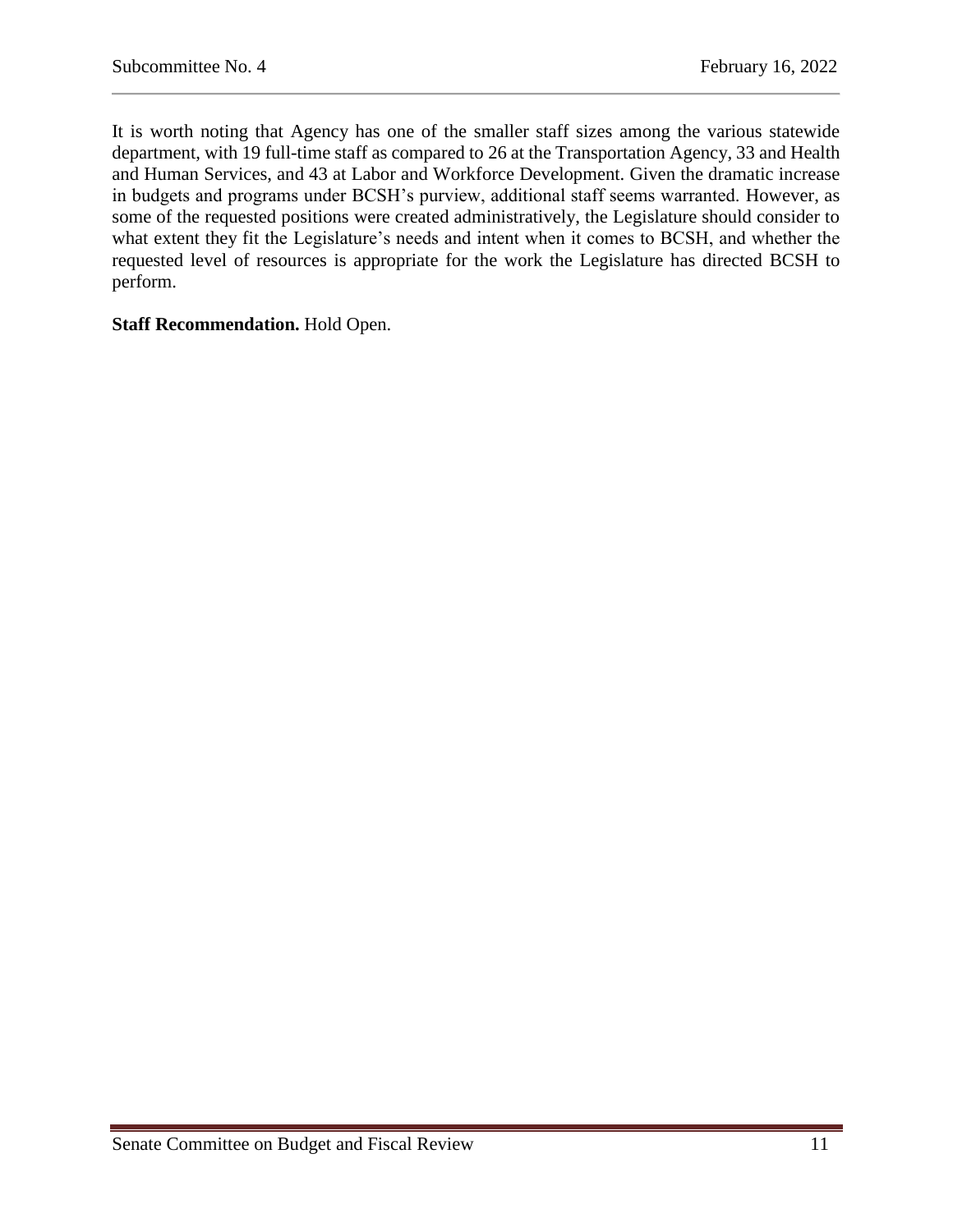It is worth noting that Agency has one of the smaller staff sizes among the various statewide department, with 19 full-time staff as compared to 26 at the Transportation Agency, 33 and Health and Human Services, and 43 at Labor and Workforce Development. Given the dramatic increase in budgets and programs under BCSH's purview, additional staff seems warranted. However, as some of the requested positions were created administratively, the Legislature should consider to what extent they fit the Legislature's needs and intent when it comes to BCSH, and whether the requested level of resources is appropriate for the work the Legislature has directed BCSH to perform.

**Staff Recommendation.** Hold Open.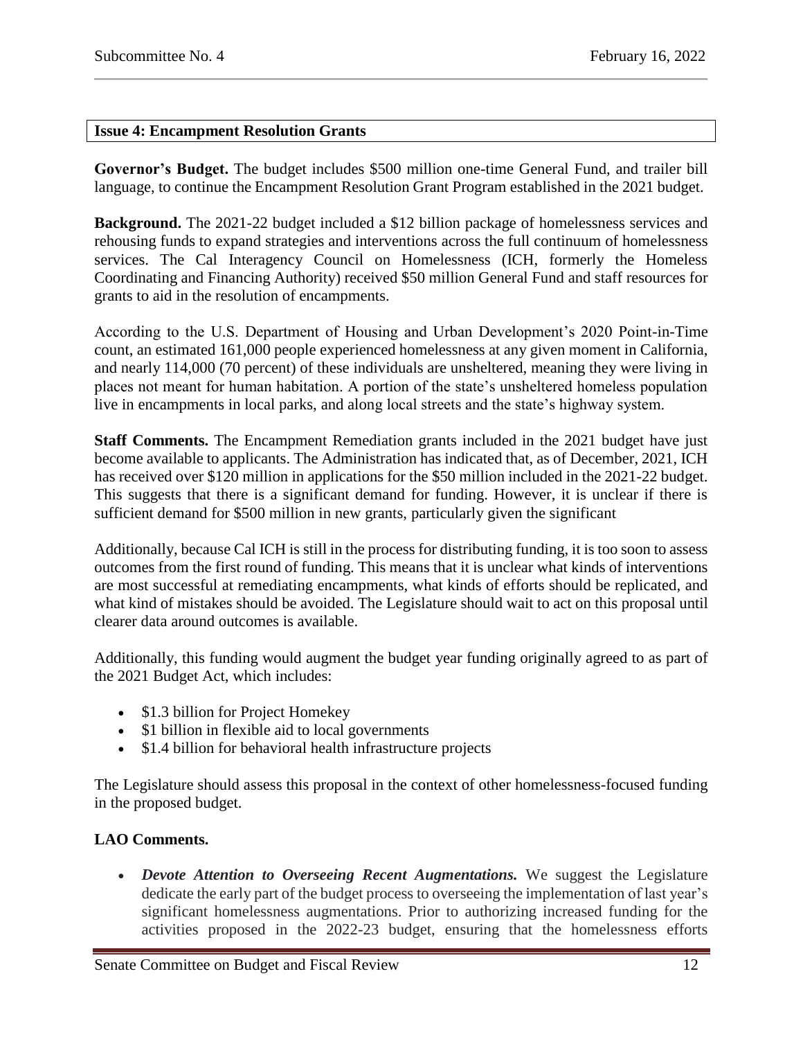## Issue 4: Encampment Resolution Grants

**Governor's Budget.** The budget includes $500 million one-time General Fund, and trailer bill language, to continue the Encampment Resolution Grant Program established in the 2021 budget.

**Background.** The 2021-22 budget included a $12 billion package of homelessness services and rehousing funds to expand strategies and interventions across the full continuum of homelessness services. The Cal Interagency Council on Homelessness (ICH, formerly the Homeless Coordinating and Financing Authority) received $50 million General Fund and staff resources for grants to aid in the resolution of encampments.

According to the U.S. Department of Housing and Urban Development's 2020 Point-in-Time count, an estimated 161,000 people experienced homelessness at any given moment in California, and nearly 114,000 (70 percent) of these individuals are unsheltered, meaning they were living in places not meant for human habitation. A portion of the state's unsheltered homeless population live in encampments in local parks, and along local streets and the state's highway system.

**Staff Comments.** The Encampment Remediation grants included in the 2021 budget have just become available to applicants. The Administration has indicated that, as of December, 2021, ICH has received over $120 million in applications for the $50 million included in the 2021-22 budget. This suggests that there is a significant demand for funding. However, it is unclear if there is sufficient demand for $500 million in new grants, particularly given the significant

Additionally, because Cal ICH is still in the process for distributing funding, it is too soon to assess outcomes from the first round of funding. This means that it is unclear what kinds of interventions are most successful at remediating encampments, what kinds of efforts should be replicated, and what kind of mistakes should be avoided. The Legislature should wait to act on this proposal until clearer data around outcomes is available.

Additionally, this funding would augment the budget year funding originally agreed to as part of the 2021 Budget Act, which includes:

- $1.3 billion for Project Homekey
- $1 billion in flexible aid to local governments
- $1.4 billion for behavioral health infrastructure projects

The Legislature should assess this proposal in the context of other homelessness-focused funding in the proposed budget.

**LAO Comments.**

- ***Devote Attention to Overseeing Recent Augmentations.*** We suggest the Legislature dedicate the early part of the budget process to overseeing the implementation of last year's significant homelessness augmentations. Prior to authorizing increased funding for the activities proposed in the 2022-23 budget, ensuring that the homelessness efforts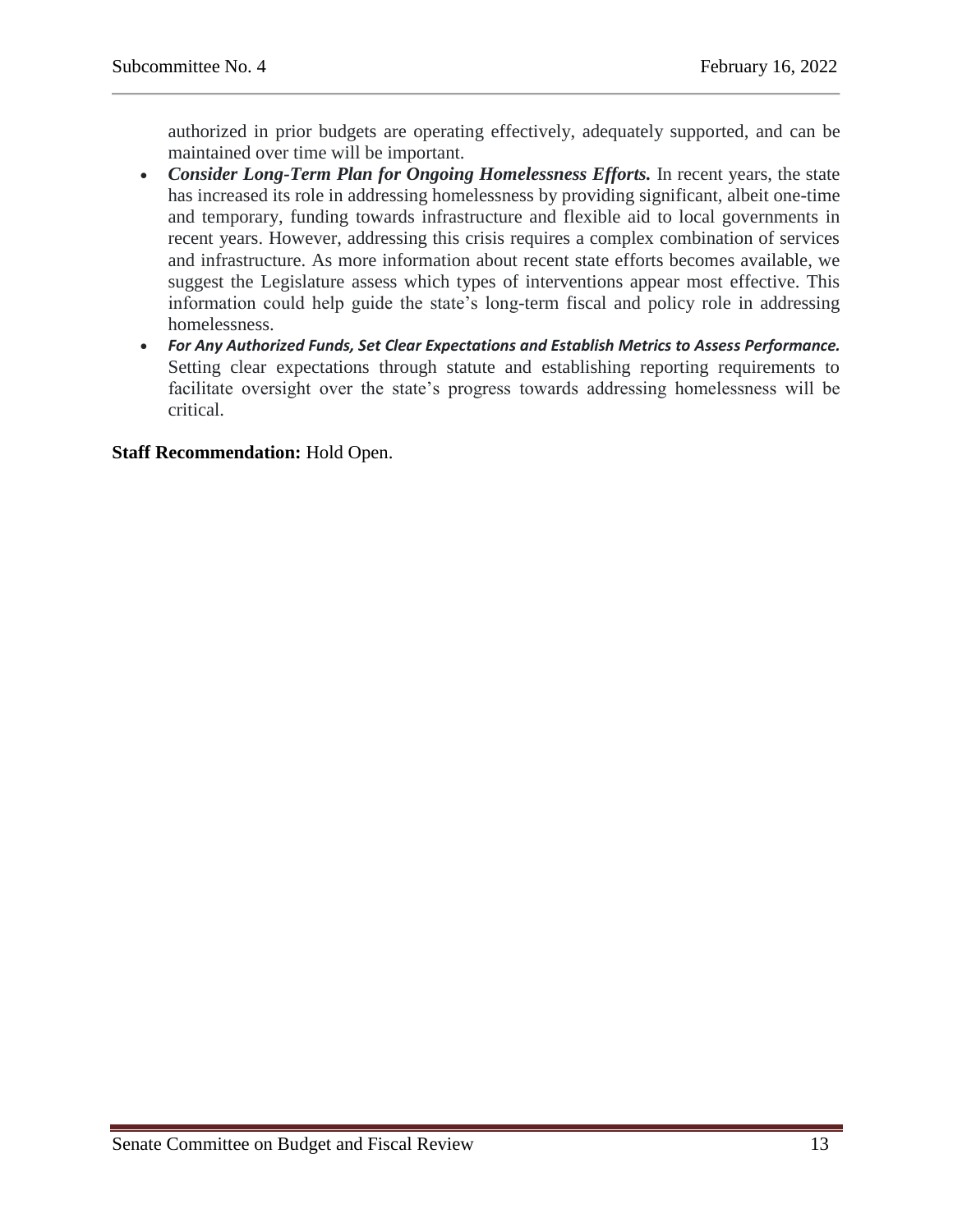authorized in prior budgets are operating effectively, adequately supported, and can be maintained over time will be important.

- ***Consider Long-Term Plan for Ongoing Homelessness Efforts.*** In recent years, the state has increased its role in addressing homelessness by providing significant, albeit one-time and temporary, funding towards infrastructure and flexible aid to local governments in recent years. However, addressing this crisis requires a complex combination of services and infrastructure. As more information about recent state efforts becomes available, we suggest the Legislature assess which types of interventions appear most effective. This information could help guide the state's long-term fiscal and policy role in addressing homelessness.
- ***For Any Authorized Funds, Set Clear Expectations and Establish Metrics to Assess Performance.*** Setting clear expectations through statute and establishing reporting requirements to facilitate oversight over the state's progress towards addressing homelessness will be critical.

**Staff Recommendation:** Hold Open.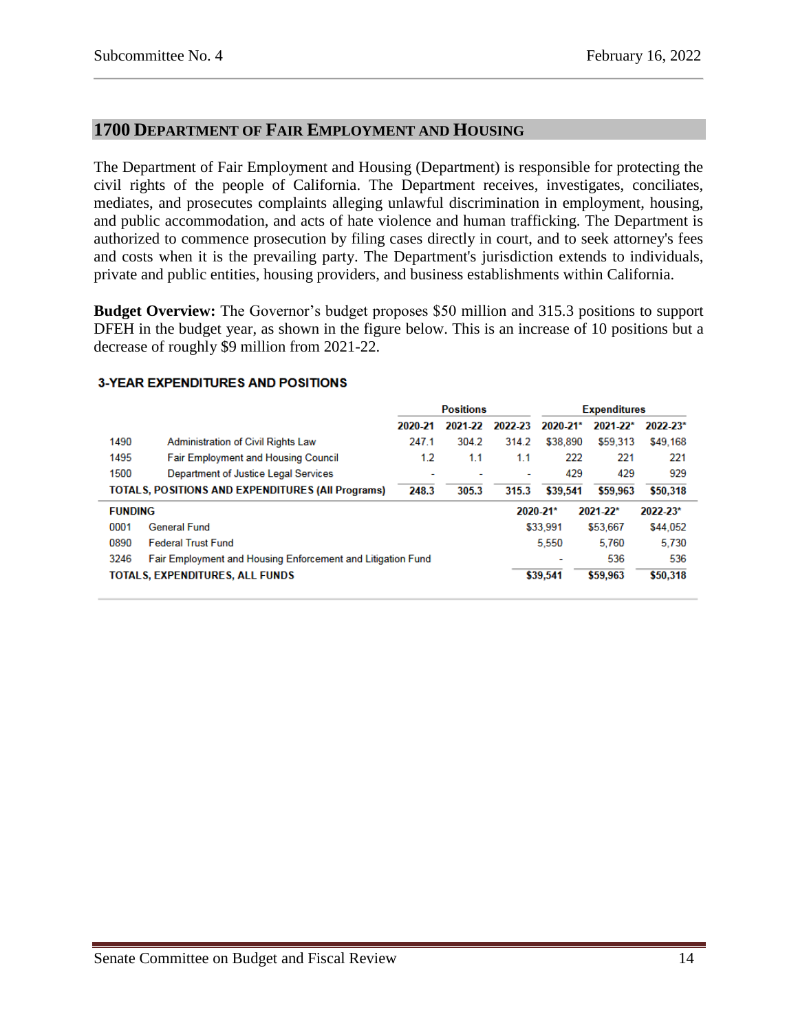## 1700 Department of Fair Employment and Housing

The Department of Fair Employment and Housing (Department) is responsible for protecting the civil rights of the people of California. The Department receives, investigates, conciliates, mediates, and prosecutes complaints alleging unlawful discrimination in employment, housing, and public accommodation, and acts of hate violence and human trafficking. The Department is authorized to commence prosecution by filing cases directly in court, and to seek attorney's fees and costs when it is the prevailing party. The Department's jurisdiction extends to individuals, private and public entities, housing providers, and business establishments within California.

**Budget Overview:** The Governor's budget proposes $50 million and 315.3 positions to support DFEH in the budget year, as shown in the figure below. This is an increase of 10 positions but a decrease of roughly $9 million from 2021-22.

**3-YEAR EXPENDITURES AND POSITIONS**

| | | Positions | | | Expenditures | | |
|---|---|---|---|---|---|---|---|
| | | 2020-21 | 2021-22 | 2022-23 | 2020-21* | 2021-22* | 2022-23* |
| 1490 | Administration of Civil Rights Law | 247.1 | 304.2 | 314.2 | $38,890 | $59,313 | $49,168 |
| 1495 | Fair Employment and Housing Council | 1.2 | 1.1 | 1.1 | 222 | 221 | 221 |
| 1500 | Department of Justice Legal Services | - | - | - | 429 | 429 | 929 |
| **TOTALS, POSITIONS AND EXPENDITURES (All Programs)** | | **248.3** | **305.3** | **315.3** | **$39,541** | **$59,963** | **$50,318** |

| **FUNDING** | | 2020-21* | 2021-22* | 2022-23* |
|---|---|---|---|---|
| 0001 | General Fund | $33,991 | $53,667 | $44,052 |
| 0890 | Federal Trust Fund | 5,550 | 5,760 | 5,730 |
| 3246 | Fair Employment and Housing Enforcement and Litigation Fund | - | 536 | 536 |
| **TOTALS, EXPENDITURES, ALL FUNDS** | | **$39,541** | **$59,963** | **$50,318** |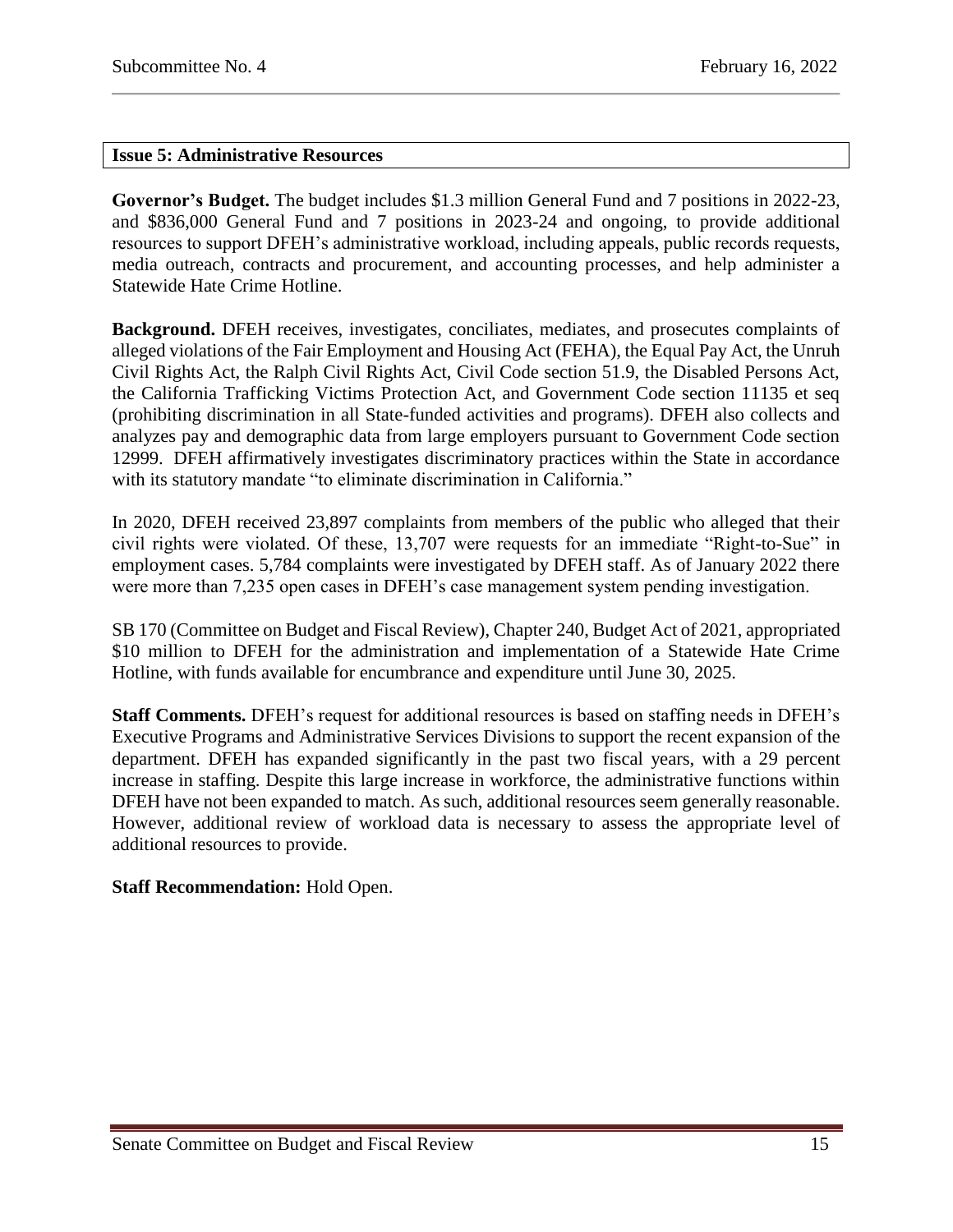## Issue 5: Administrative Resources

**Governor's Budget.** The budget includes $1.3 million General Fund and 7 positions in 2022-23, and $836,000 General Fund and 7 positions in 2023-24 and ongoing, to provide additional resources to support DFEH's administrative workload, including appeals, public records requests, media outreach, contracts and procurement, and accounting processes, and help administer a Statewide Hate Crime Hotline.

**Background.** DFEH receives, investigates, conciliates, mediates, and prosecutes complaints of alleged violations of the Fair Employment and Housing Act (FEHA), the Equal Pay Act, the Unruh Civil Rights Act, the Ralph Civil Rights Act, Civil Code section 51.9, the Disabled Persons Act, the California Trafficking Victims Protection Act, and Government Code section 11135 et seq (prohibiting discrimination in all State-funded activities and programs). DFEH also collects and analyzes pay and demographic data from large employers pursuant to Government Code section 12999. DFEH affirmatively investigates discriminatory practices within the State in accordance with its statutory mandate "to eliminate discrimination in California."

In 2020, DFEH received 23,897 complaints from members of the public who alleged that their civil rights were violated. Of these, 13,707 were requests for an immediate "Right-to-Sue" in employment cases. 5,784 complaints were investigated by DFEH staff. As of January 2022 there were more than 7,235 open cases in DFEH's case management system pending investigation.

SB 170 (Committee on Budget and Fiscal Review), Chapter 240, Budget Act of 2021, appropriated $10 million to DFEH for the administration and implementation of a Statewide Hate Crime Hotline, with funds available for encumbrance and expenditure until June 30, 2025.

**Staff Comments.** DFEH's request for additional resources is based on staffing needs in DFEH's Executive Programs and Administrative Services Divisions to support the recent expansion of the department. DFEH has expanded significantly in the past two fiscal years, with a 29 percent increase in staffing. Despite this large increase in workforce, the administrative functions within DFEH have not been expanded to match. As such, additional resources seem generally reasonable. However, additional review of workload data is necessary to assess the appropriate level of additional resources to provide.

**Staff Recommendation:** Hold Open.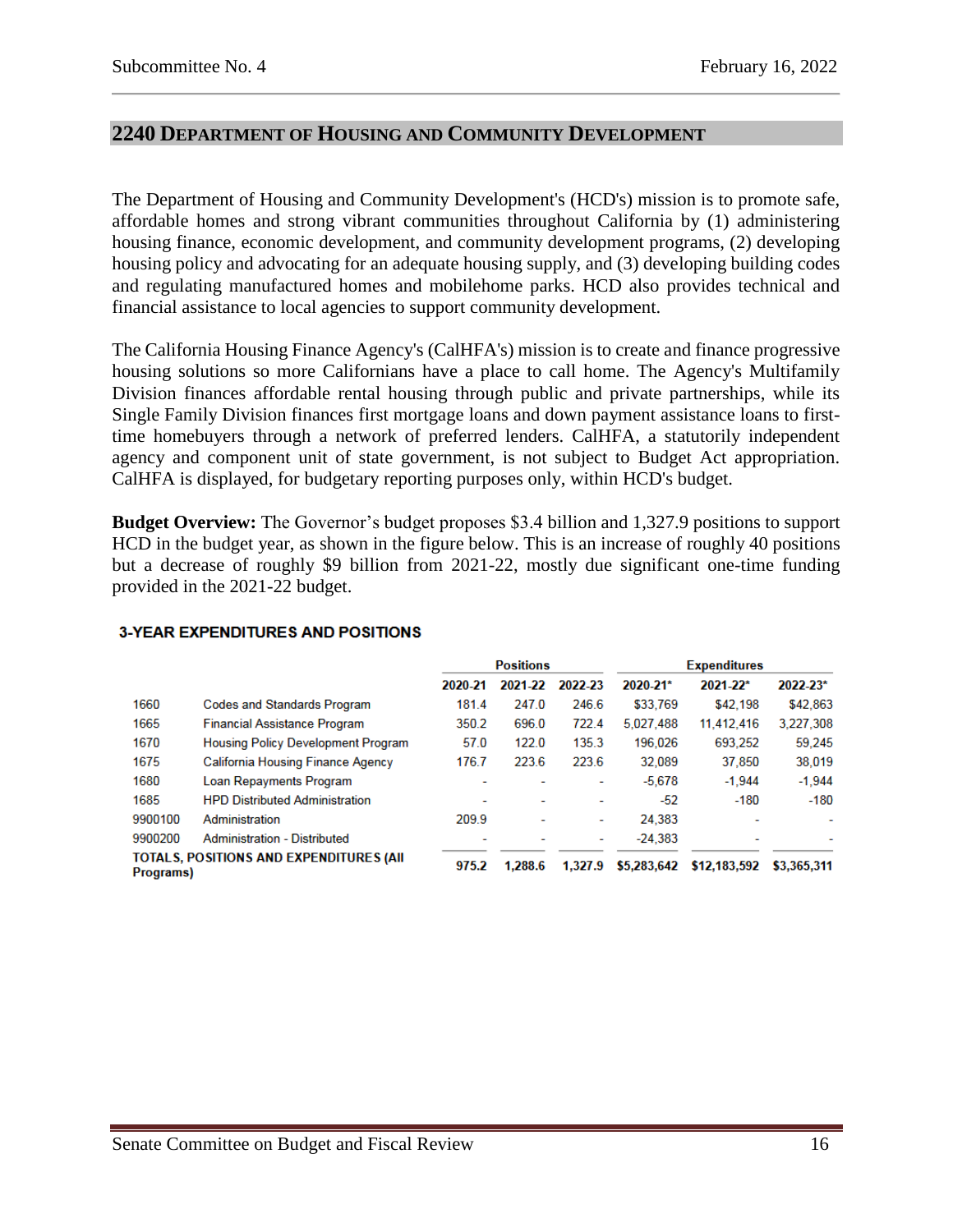## 2240 Department of Housing and Community Development

The Department of Housing and Community Development's (HCD's) mission is to promote safe, affordable homes and strong vibrant communities throughout California by (1) administering housing finance, economic development, and community development programs, (2) developing housing policy and advocating for an adequate housing supply, and (3) developing building codes and regulating manufactured homes and mobilehome parks. HCD also provides technical and financial assistance to local agencies to support community development.

The California Housing Finance Agency's (CalHFA's) mission is to create and finance progressive housing solutions so more Californians have a place to call home. The Agency's Multifamily Division finances affordable rental housing through public and private partnerships, while its Single Family Division finances first mortgage loans and down payment assistance loans to first-time homebuyers through a network of preferred lenders. CalHFA, a statutorily independent agency and component unit of state government, is not subject to Budget Act appropriation. CalHFA is displayed, for budgetary reporting purposes only, within HCD's budget.

**Budget Overview:** The Governor's budget proposes $3.4 billion and 1,327.9 positions to support HCD in the budget year, as shown in the figure below. This is an increase of roughly 40 positions but a decrease of roughly $9 billion from 2021-22, mostly due significant one-time funding provided in the 2021-22 budget.

**3-YEAR EXPENDITURES AND POSITIONS**

| | | Positions | | | Expenditures | | |
|---|---|---|---|---|---|---|---|
| | | 2020-21 | 2021-22 | 2022-23 | 2020-21* | 2021-22* | 2022-23* |
| 1660 | Codes and Standards Program | 181.4 | 247.0 | 246.6 | $33,769 | $42,198 | $42,863 |
| 1665 | Financial Assistance Program | 350.2 | 696.0 | 722.4 | 5,027,488 | 11,412,416 | 3,227,308 |
| 1670 | Housing Policy Development Program | 57.0 | 122.0 | 135.3 | 196,026 | 693,252 | 59,245 |
| 1675 | California Housing Finance Agency | 176.7 | 223.6 | 223.6 | 32,089 | 37,850 | 38,019 |
| 1680 | Loan Repayments Program | - | - | - | -5,678 | -1,944 | -1,944 |
| 1685 | HPD Distributed Administration | - | - | - | -52 | -180 | -180 |
| 9900100 | Administration | 209.9 | - | - | 24,383 | - | - |
| 9900200 | Administration - Distributed | - | - | - | -24,383 | - | - |
| TOTALS, POSITIONS AND EXPENDITURES (All Programs) | | 975.2 | 1,288.6 | 1,327.9 | $5,283,642 | $12,183,592 | $3,365,311 |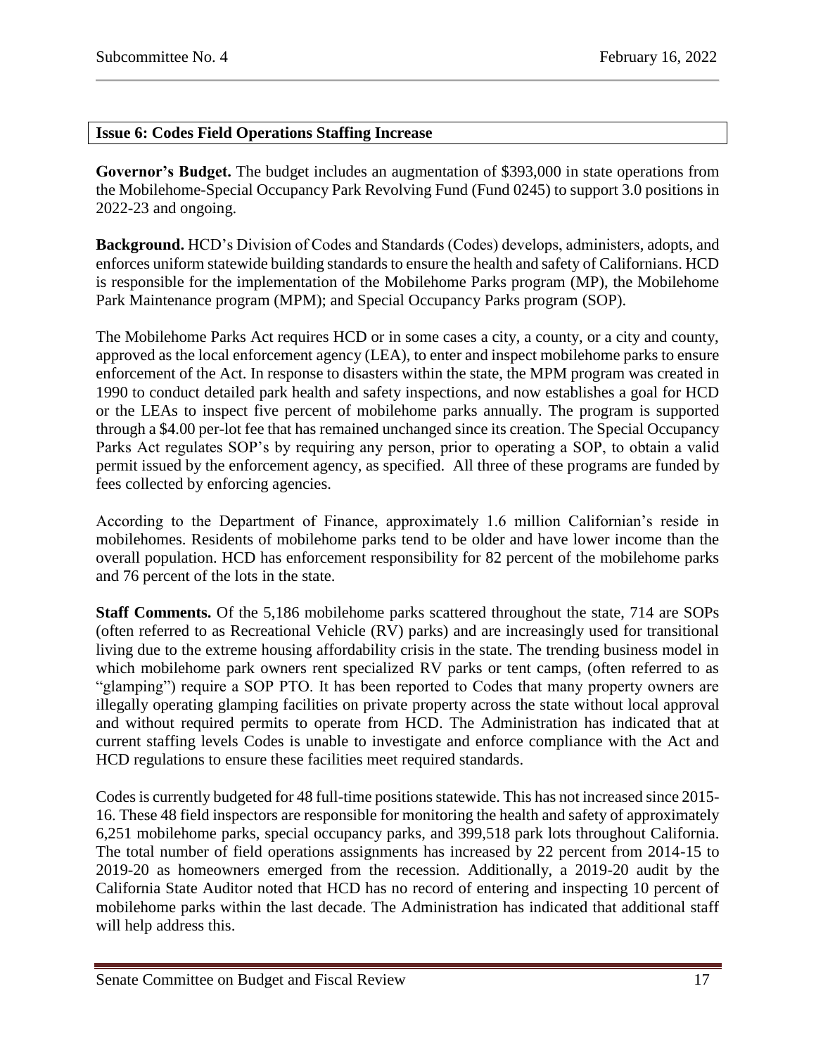## Issue 6: Codes Field Operations Staffing Increase

**Governor's Budget.** The budget includes an augmentation of $393,000 in state operations from the Mobilehome-Special Occupancy Park Revolving Fund (Fund 0245) to support 3.0 positions in 2022-23 and ongoing.

**Background.** HCD's Division of Codes and Standards (Codes) develops, administers, adopts, and enforces uniform statewide building standards to ensure the health and safety of Californians. HCD is responsible for the implementation of the Mobilehome Parks program (MP), the Mobilehome Park Maintenance program (MPM); and Special Occupancy Parks program (SOP).

The Mobilehome Parks Act requires HCD or in some cases a city, a county, or a city and county, approved as the local enforcement agency (LEA), to enter and inspect mobilehome parks to ensure enforcement of the Act. In response to disasters within the state, the MPM program was created in 1990 to conduct detailed park health and safety inspections, and now establishes a goal for HCD or the LEAs to inspect five percent of mobilehome parks annually. The program is supported through a $4.00 per-lot fee that has remained unchanged since its creation. The Special Occupancy Parks Act regulates SOP's by requiring any person, prior to operating a SOP, to obtain a valid permit issued by the enforcement agency, as specified. All three of these programs are funded by fees collected by enforcing agencies.

According to the Department of Finance, approximately 1.6 million Californian's reside in mobilehomes. Residents of mobilehome parks tend to be older and have lower income than the overall population. HCD has enforcement responsibility for 82 percent of the mobilehome parks and 76 percent of the lots in the state.

**Staff Comments.** Of the 5,186 mobilehome parks scattered throughout the state, 714 are SOPs (often referred to as Recreational Vehicle (RV) parks) and are increasingly used for transitional living due to the extreme housing affordability crisis in the state. The trending business model in which mobilehome park owners rent specialized RV parks or tent camps, (often referred to as "glamping") require a SOP PTO. It has been reported to Codes that many property owners are illegally operating glamping facilities on private property across the state without local approval and without required permits to operate from HCD. The Administration has indicated that at current staffing levels Codes is unable to investigate and enforce compliance with the Act and HCD regulations to ensure these facilities meet required standards.

Codes is currently budgeted for 48 full-time positions statewide. This has not increased since 2015-16. These 48 field inspectors are responsible for monitoring the health and safety of approximately 6,251 mobilehome parks, special occupancy parks, and 399,518 park lots throughout California. The total number of field operations assignments has increased by 22 percent from 2014-15 to 2019-20 as homeowners emerged from the recession. Additionally, a 2019-20 audit by the California State Auditor noted that HCD has no record of entering and inspecting 10 percent of mobilehome parks within the last decade. The Administration has indicated that additional staff will help address this.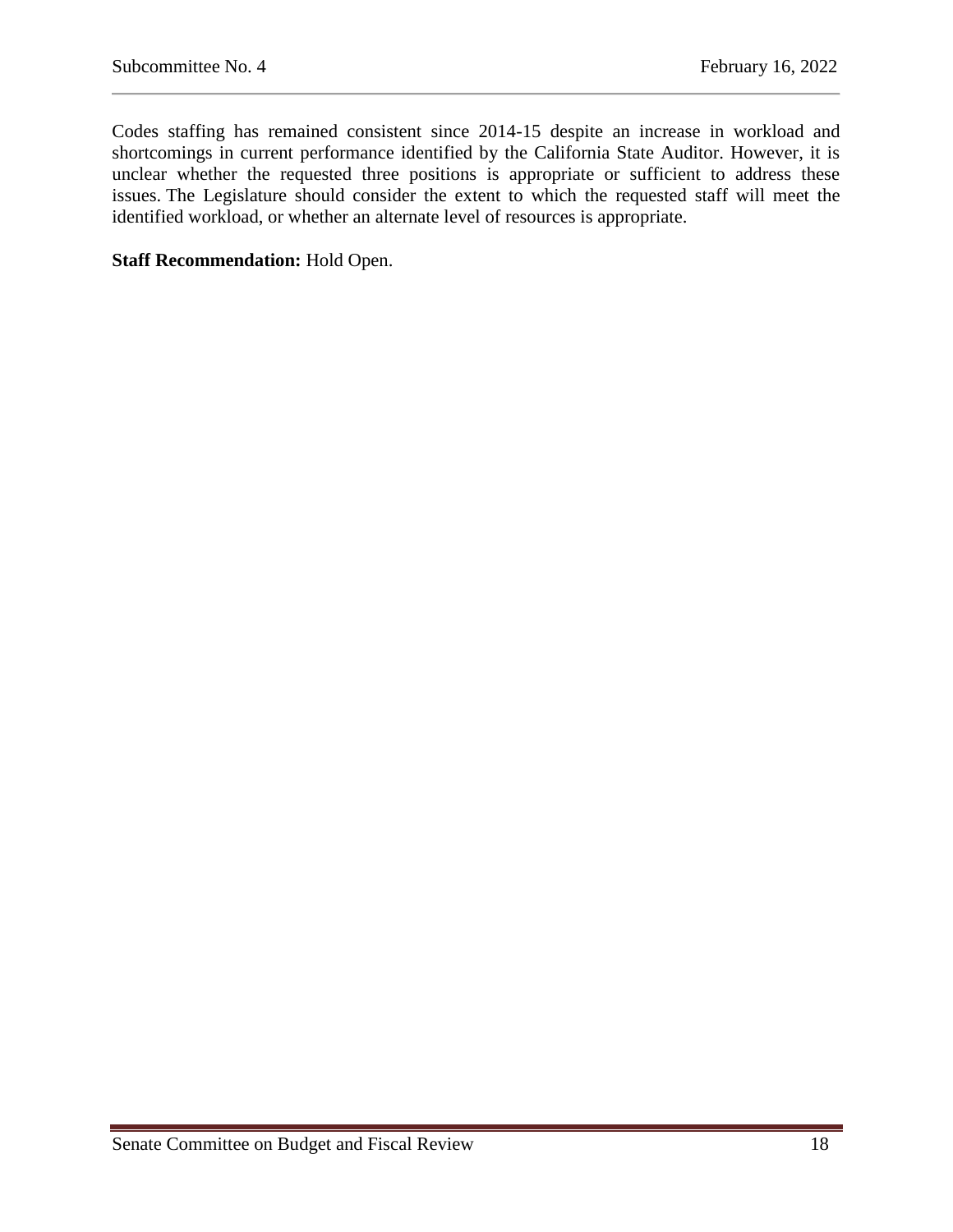Codes staffing has remained consistent since 2014-15 despite an increase in workload and shortcomings in current performance identified by the California State Auditor. However, it is unclear whether the requested three positions is appropriate or sufficient to address these issues. The Legislature should consider the extent to which the requested staff will meet the identified workload, or whether an alternate level of resources is appropriate.

**Staff Recommendation:** Hold Open.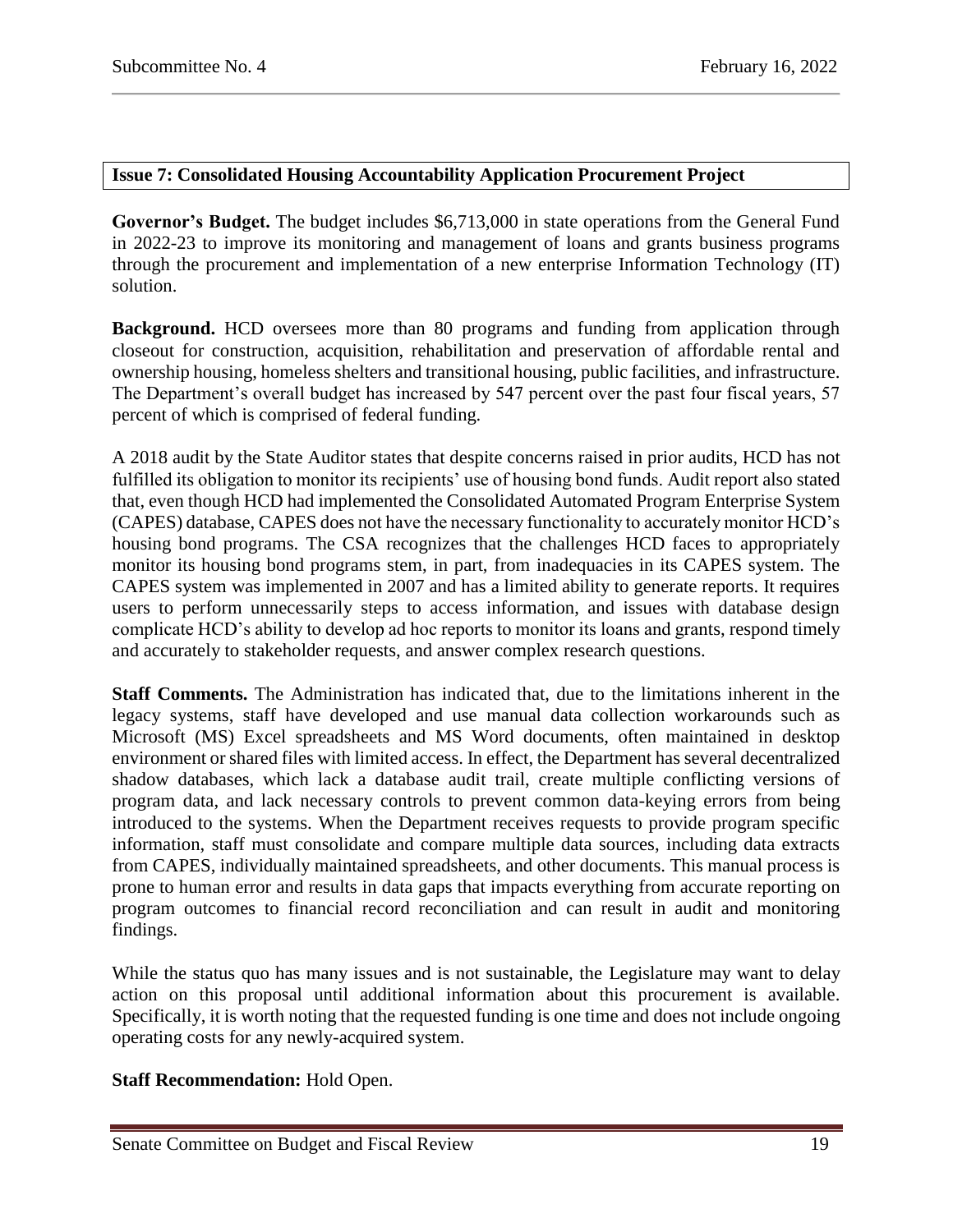## Issue 7: Consolidated Housing Accountability Application Procurement Project

**Governor's Budget.** The budget includes $6,713,000 in state operations from the General Fund in 2022-23 to improve its monitoring and management of loans and grants business programs through the procurement and implementation of a new enterprise Information Technology (IT) solution.

**Background.** HCD oversees more than 80 programs and funding from application through closeout for construction, acquisition, rehabilitation and preservation of affordable rental and ownership housing, homeless shelters and transitional housing, public facilities, and infrastructure. The Department's overall budget has increased by 547 percent over the past four fiscal years, 57 percent of which is comprised of federal funding.

A 2018 audit by the State Auditor states that despite concerns raised in prior audits, HCD has not fulfilled its obligation to monitor its recipients' use of housing bond funds. Audit report also stated that, even though HCD had implemented the Consolidated Automated Program Enterprise System (CAPES) database, CAPES does not have the necessary functionality to accurately monitor HCD's housing bond programs. The CSA recognizes that the challenges HCD faces to appropriately monitor its housing bond programs stem, in part, from inadequacies in its CAPES system. The CAPES system was implemented in 2007 and has a limited ability to generate reports. It requires users to perform unnecessarily steps to access information, and issues with database design complicate HCD's ability to develop ad hoc reports to monitor its loans and grants, respond timely and accurately to stakeholder requests, and answer complex research questions.

**Staff Comments.** The Administration has indicated that, due to the limitations inherent in the legacy systems, staff have developed and use manual data collection workarounds such as Microsoft (MS) Excel spreadsheets and MS Word documents, often maintained in desktop environment or shared files with limited access. In effect, the Department has several decentralized shadow databases, which lack a database audit trail, create multiple conflicting versions of program data, and lack necessary controls to prevent common data-keying errors from being introduced to the systems. When the Department receives requests to provide program specific information, staff must consolidate and compare multiple data sources, including data extracts from CAPES, individually maintained spreadsheets, and other documents. This manual process is prone to human error and results in data gaps that impacts everything from accurate reporting on program outcomes to financial record reconciliation and can result in audit and monitoring findings.

While the status quo has many issues and is not sustainable, the Legislature may want to delay action on this proposal until additional information about this procurement is available. Specifically, it is worth noting that the requested funding is one time and does not include ongoing operating costs for any newly-acquired system.

**Staff Recommendation:** Hold Open.